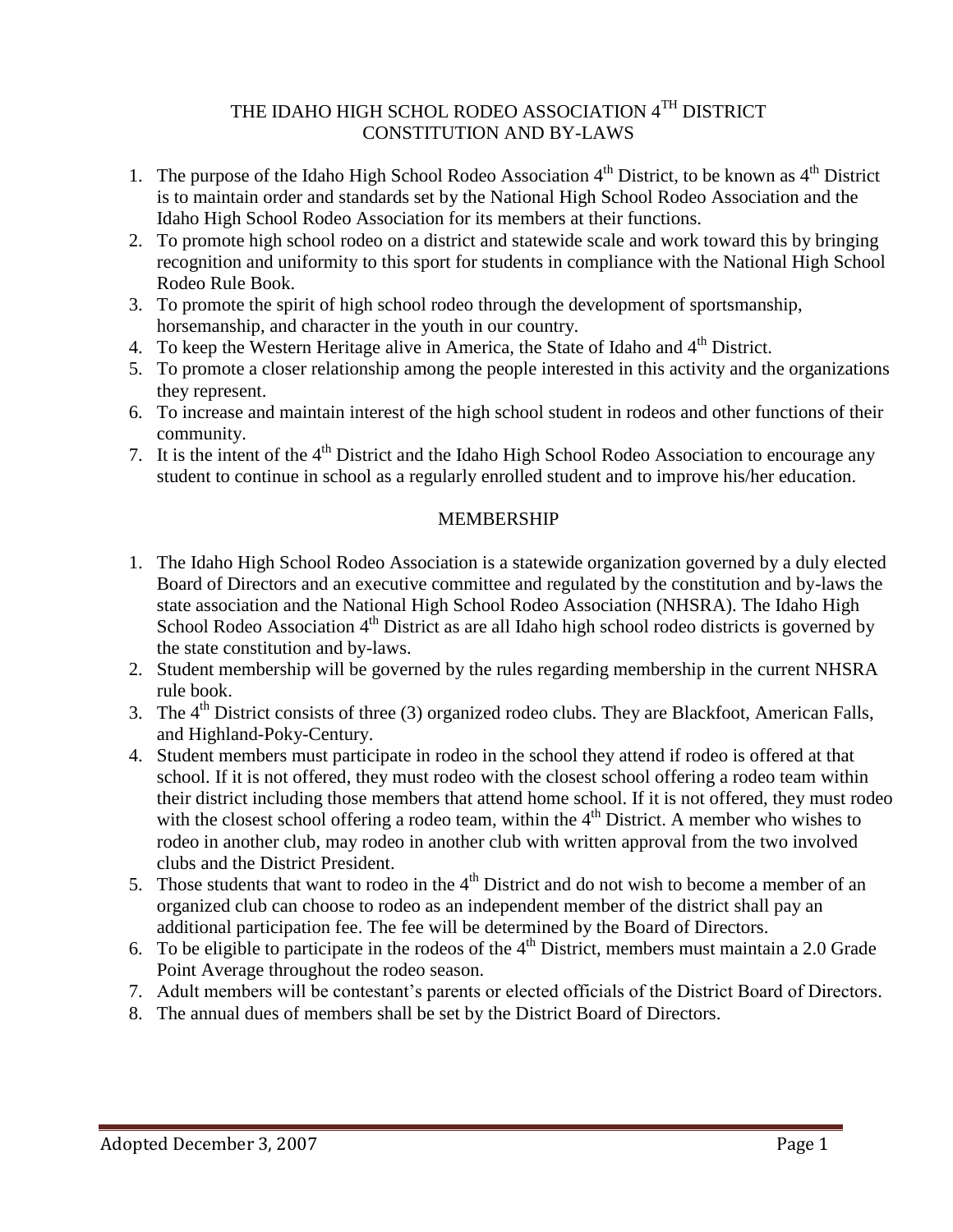# THE IDAHO HIGH SCHOL RODEO ASSOCIATION 4TH DISTRICT CONSTITUTION AND BY-LAWS

1. The purpose of the Idaho High School Rodeo Association 4th District, to be known as 4th District is to maintain order and standards set by the National High School Rodeo Association and the Idaho High School Rodeo Association for its members at their functions.
2. To promote high school rodeo on a district and statewide scale and work toward this by bringing recognition and uniformity to this sport for students in compliance with the National High School Rodeo Rule Book.
3. To promote the spirit of high school rodeo through the development of sportsmanship, horsemanship, and character in the youth in our country.
4. To keep the Western Heritage alive in America, the State of Idaho and 4th District.
5. To promote a closer relationship among the people interested in this activity and the organizations they represent.
6. To increase and maintain interest of the high school student in rodeos and other functions of their community.
7. It is the intent of the 4th District and the Idaho High School Rodeo Association to encourage any student to continue in school as a regularly enrolled student and to improve his/her education.

## MEMBERSHIP

1. The Idaho High School Rodeo Association is a statewide organization governed by a duly elected Board of Directors and an executive committee and regulated by the constitution and by-laws the state association and the National High School Rodeo Association (NHSRA). The Idaho High School Rodeo Association 4th District as are all Idaho high school rodeo districts is governed by the state constitution and by-laws.
2. Student membership will be governed by the rules regarding membership in the current NHSRA rule book.
3. The 4th District consists of three (3) organized rodeo clubs. They are Blackfoot, American Falls, and Highland-Poky-Century.
4. Student members must participate in rodeo in the school they attend if rodeo is offered at that school. If it is not offered, they must rodeo with the closest school offering a rodeo team within their district including those members that attend home school. If it is not offered, they must rodeo with the closest school offering a rodeo team, within the 4th District. A member who wishes to rodeo in another club, may rodeo in another club with written approval from the two involved clubs and the District President.
5. Those students that want to rodeo in the 4th District and do not wish to become a member of an organized club can choose to rodeo as an independent member of the district shall pay an additional participation fee. The fee will be determined by the Board of Directors.
6. To be eligible to participate in the rodeos of the 4th District, members must maintain a 2.0 Grade Point Average throughout the rodeo season.
7. Adult members will be contestant's parents or elected officials of the District Board of Directors.
8. The annual dues of members shall be set by the District Board of Directors.

Adopted December 3, 2007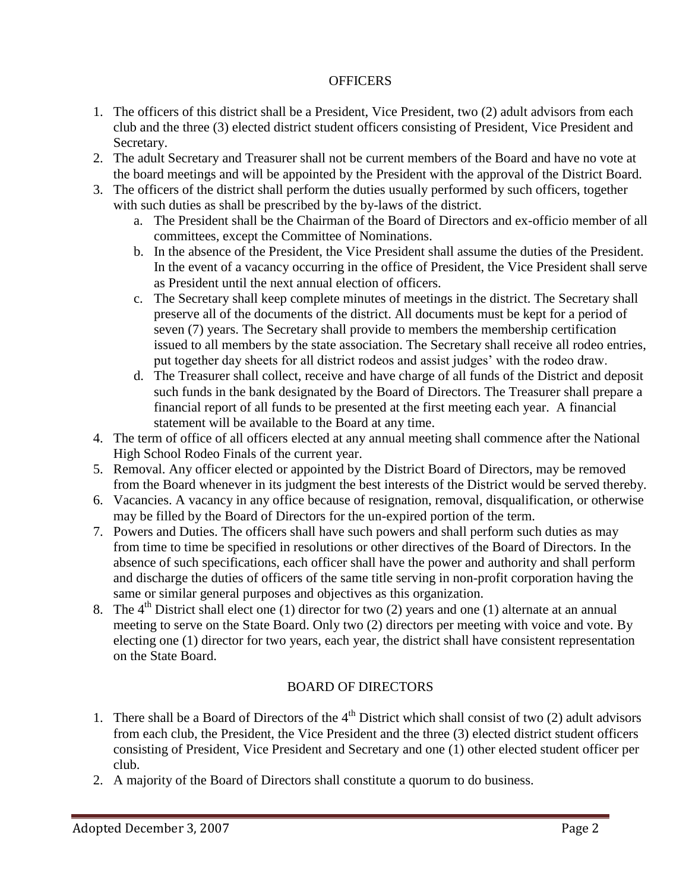## OFFICERS

1. The officers of this district shall be a President, Vice President, two (2) adult advisors from each club and the three (3) elected district student officers consisting of President, Vice President and Secretary.
2. The adult Secretary and Treasurer shall not be current members of the Board and have no vote at the board meetings and will be appointed by the President with the approval of the District Board.
3. The officers of the district shall perform the duties usually performed by such officers, together with such duties as shall be prescribed by the by-laws of the district.
   a. The President shall be the Chairman of the Board of Directors and ex-officio member of all committees, except the Committee of Nominations.
   b. In the absence of the President, the Vice President shall assume the duties of the President. In the event of a vacancy occurring in the office of President, the Vice President shall serve as President until the next annual election of officers.
   c. The Secretary shall keep complete minutes of meetings in the district. The Secretary shall preserve all of the documents of the district. All documents must be kept for a period of seven (7) years. The Secretary shall provide to members the membership certification issued to all members by the state association. The Secretary shall receive all rodeo entries, put together day sheets for all district rodeos and assist judges' with the rodeo draw.
   d. The Treasurer shall collect, receive and have charge of all funds of the District and deposit such funds in the bank designated by the Board of Directors. The Treasurer shall prepare a financial report of all funds to be presented at the first meeting each year. A financial statement will be available to the Board at any time.
4. The term of office of all officers elected at any annual meeting shall commence after the National High School Rodeo Finals of the current year.
5. Removal. Any officer elected or appointed by the District Board of Directors, may be removed from the Board whenever in its judgment the best interests of the District would be served thereby.
6. Vacancies. A vacancy in any office because of resignation, removal, disqualification, or otherwise may be filled by the Board of Directors for the un-expired portion of the term.
7. Powers and Duties. The officers shall have such powers and shall perform such duties as may from time to time be specified in resolutions or other directives of the Board of Directors. In the absence of such specifications, each officer shall have the power and authority and shall perform and discharge the duties of officers of the same title serving in non-profit corporation having the same or similar general purposes and objectives as this organization.
8. The 4th District shall elect one (1) director for two (2) years and one (1) alternate at an annual meeting to serve on the State Board. Only two (2) directors per meeting with voice and vote. By electing one (1) director for two years, each year, the district shall have consistent representation on the State Board.

## BOARD OF DIRECTORS

1. There shall be a Board of Directors of the 4th District which shall consist of two (2) adult advisors from each club, the President, the Vice President and the three (3) elected district student officers consisting of President, Vice President and Secretary and one (1) other elected student officer per club.
2. A majority of the Board of Directors shall constitute a quorum to do business.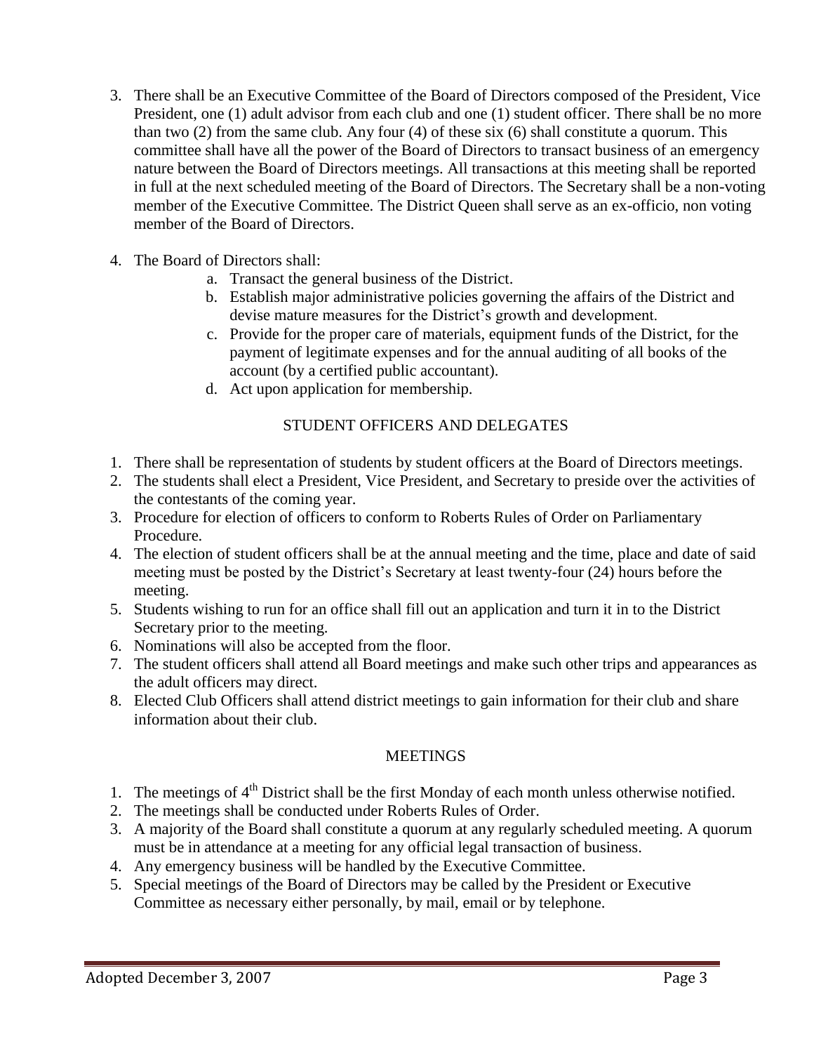3. There shall be an Executive Committee of the Board of Directors composed of the President, Vice President, one (1) adult advisor from each club and one (1) student officer. There shall be no more than two (2) from the same club. Any four (4) of these six (6) shall constitute a quorum. This committee shall have all the power of the Board of Directors to transact business of an emergency nature between the Board of Directors meetings. All transactions at this meeting shall be reported in full at the next scheduled meeting of the Board of Directors. The Secretary shall be a non-voting member of the Executive Committee. The District Queen shall serve as an ex-officio, non voting member of the Board of Directors.
4. The Board of Directors shall:
   a. Transact the general business of the District.
   b. Establish major administrative policies governing the affairs of the District and devise mature measures for the District's growth and development.
   c. Provide for the proper care of materials, equipment funds of the District, for the payment of legitimate expenses and for the annual auditing of all books of the account (by a certified public accountant).
   d. Act upon application for membership.

## STUDENT OFFICERS AND DELEGATES

1. There shall be representation of students by student officers at the Board of Directors meetings.
2. The students shall elect a President, Vice President, and Secretary to preside over the activities of the contestants of the coming year.
3. Procedure for election of officers to conform to Roberts Rules of Order on Parliamentary Procedure.
4. The election of student officers shall be at the annual meeting and the time, place and date of said meeting must be posted by the District's Secretary at least twenty-four (24) hours before the meeting.
5. Students wishing to run for an office shall fill out an application and turn it in to the District Secretary prior to the meeting.
6. Nominations will also be accepted from the floor.
7. The student officers shall attend all Board meetings and make such other trips and appearances as the adult officers may direct.
8. Elected Club Officers shall attend district meetings to gain information for their club and share information about their club.

## MEETINGS

1. The meetings of 4th District shall be the first Monday of each month unless otherwise notified.
2. The meetings shall be conducted under Roberts Rules of Order.
3. A majority of the Board shall constitute a quorum at any regularly scheduled meeting. A quorum must be in attendance at a meeting for any official legal transaction of business.
4. Any emergency business will be handled by the Executive Committee.
5. Special meetings of the Board of Directors may be called by the President or Executive Committee as necessary either personally, by mail, email or by telephone.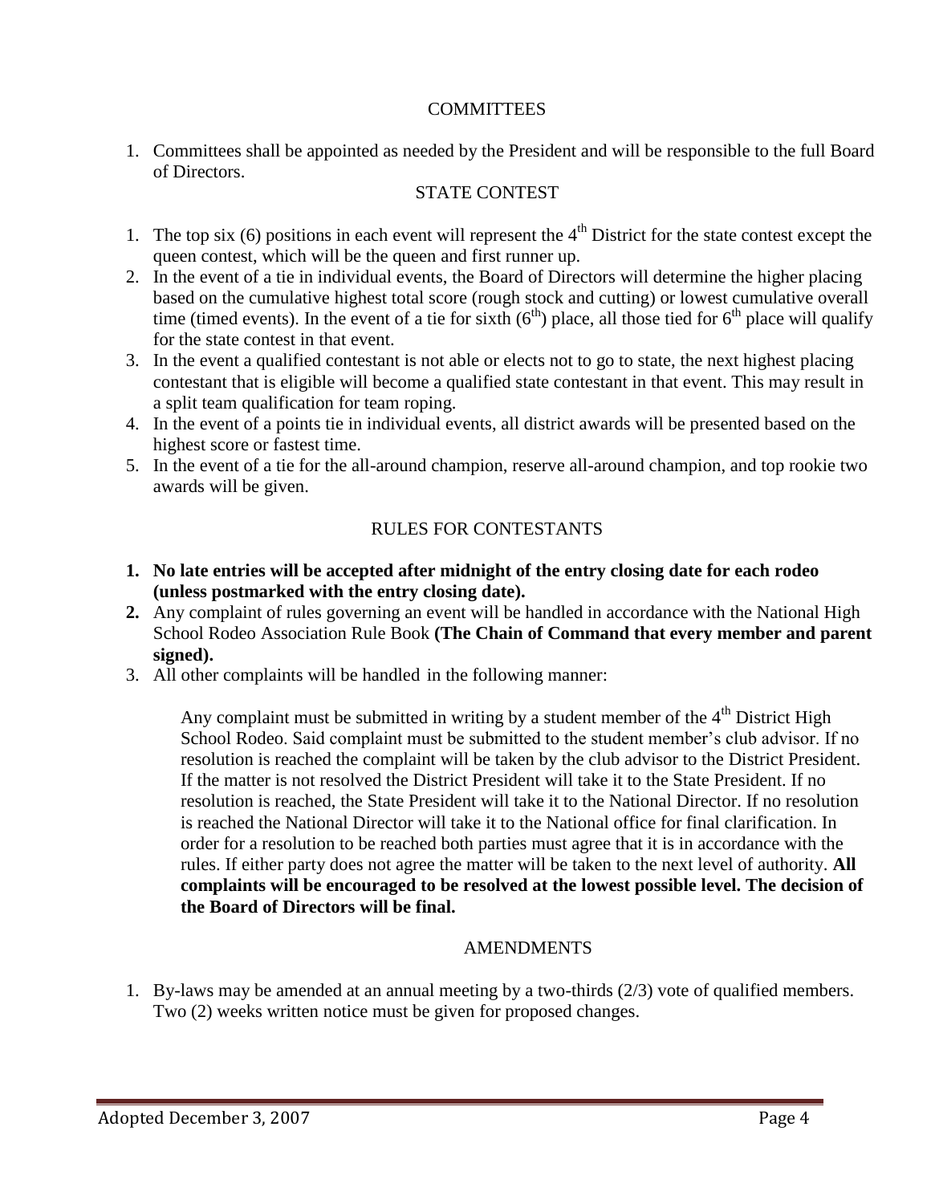## COMMITTEES

1. Committees shall be appointed as needed by the President and will be responsible to the full Board of Directors.

## STATE CONTEST

1. The top six (6) positions in each event will represent the 4th District for the state contest except the queen contest, which will be the queen and first runner up.
2. In the event of a tie in individual events, the Board of Directors will determine the higher placing based on the cumulative highest total score (rough stock and cutting) or lowest cumulative overall time (timed events). In the event of a tie for sixth (6th) place, all those tied for 6th place will qualify for the state contest in that event.
3. In the event a qualified contestant is not able or elects not to go to state, the next highest placing contestant that is eligible will become a qualified state contestant in that event. This may result in a split team qualification for team roping.
4. In the event of a points tie in individual events, all district awards will be presented based on the highest score or fastest time.
5. In the event of a tie for the all-around champion, reserve all-around champion, and top rookie two awards will be given.

## RULES FOR CONTESTANTS

1. **No late entries will be accepted after midnight of the entry closing date for each rodeo (unless postmarked with the entry closing date).**
2. Any complaint of rules governing an event will be handled in accordance with the National High School Rodeo Association Rule Book **(The Chain of Command that every member and parent signed).**
3. All other complaints will be handled in the following manner:

   Any complaint must be submitted in writing by a student member of the 4th District High School Rodeo. Said complaint must be submitted to the student member's club advisor. If no resolution is reached the complaint will be taken by the club advisor to the District President. If the matter is not resolved the District President will take it to the State President. If no resolution is reached, the State President will take it to the National Director. If no resolution is reached the National Director will take it to the National office for final clarification. In order for a resolution to be reached both parties must agree that it is in accordance with the rules. If either party does not agree the matter will be taken to the next level of authority. **All complaints will be encouraged to be resolved at the lowest possible level. The decision of the Board of Directors will be final.**

## AMENDMENTS

1. By-laws may be amended at an annual meeting by a two-thirds (2/3) vote of qualified members. Two (2) weeks written notice must be given for proposed changes.

Adopted December 3, 2007